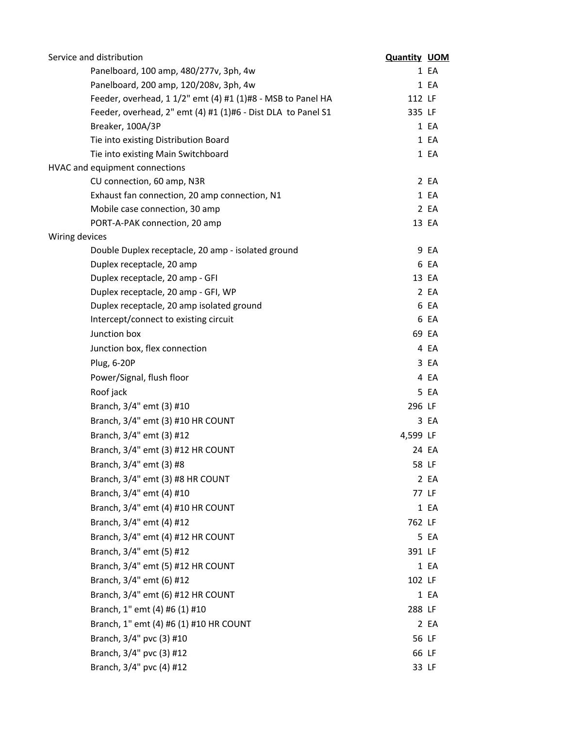| Service and distribution | Quantity | UOM |
|---|---|---|
| Panelboard, 100 amp, 480/277v, 3ph, 4w | 1 | EA |
| Panelboard, 200 amp, 120/208v, 3ph, 4w | 1 | EA |
| Feeder, overhead, 1 1/2" emt (4) #1 (1)#8 - MSB to Panel HA | 112 | LF |
| Feeder, overhead, 2" emt (4) #1 (1)#6 - Dist DLA to Panel S1 | 335 | LF |
| Breaker, 100A/3P | 1 | EA |
| Tie into existing Distribution Board | 1 | EA |
| Tie into existing Main Switchboard | 1 | EA |
| **HVAC and equipment connections** | | |
| CU connection, 60 amp, N3R | 2 | EA |
| Exhaust fan connection, 20 amp connection, N1 | 1 | EA |
| Mobile case connection, 30 amp | 2 | EA |
| PORT-A-PAK connection, 20 amp | 13 | EA |
| **Wiring devices** | | |
| Double Duplex receptacle, 20 amp - isolated ground | 9 | EA |
| Duplex receptacle, 20 amp | 6 | EA |
| Duplex receptacle, 20 amp - GFI | 13 | EA |
| Duplex receptacle, 20 amp - GFI, WP | 2 | EA |
| Duplex receptacle, 20 amp isolated ground | 6 | EA |
| Intercept/connect to existing circuit | 6 | EA |
| Junction box | 69 | EA |
| Junction box, flex connection | 4 | EA |
| Plug, 6-20P | 3 | EA |
| Power/Signal, flush floor | 4 | EA |
| Roof jack | 5 | EA |
| Branch, 3/4" emt (3) #10 | 296 | LF |
| Branch, 3/4" emt (3) #10 HR COUNT | 3 | EA |
| Branch, 3/4" emt (3) #12 | 4,599 | LF |
| Branch, 3/4" emt (3) #12 HR COUNT | 24 | EA |
| Branch, 3/4" emt (3) #8 | 58 | LF |
| Branch, 3/4" emt (3) #8 HR COUNT | 2 | EA |
| Branch, 3/4" emt (4) #10 | 77 | LF |
| Branch, 3/4" emt (4) #10 HR COUNT | 1 | EA |
| Branch, 3/4" emt (4) #12 | 762 | LF |
| Branch, 3/4" emt (4) #12 HR COUNT | 5 | EA |
| Branch, 3/4" emt (5) #12 | 391 | LF |
| Branch, 3/4" emt (5) #12 HR COUNT | 1 | EA |
| Branch, 3/4" emt (6) #12 | 102 | LF |
| Branch, 3/4" emt (6) #12 HR COUNT | 1 | EA |
| Branch, 1" emt (4) #6 (1) #10 | 288 | LF |
| Branch, 1" emt (4) #6 (1) #10 HR COUNT | 2 | EA |
| Branch, 3/4" pvc (3) #10 | 56 | LF |
| Branch, 3/4" pvc (3) #12 | 66 | LF |
| Branch, 3/4" pvc (4) #12 | 33 | LF |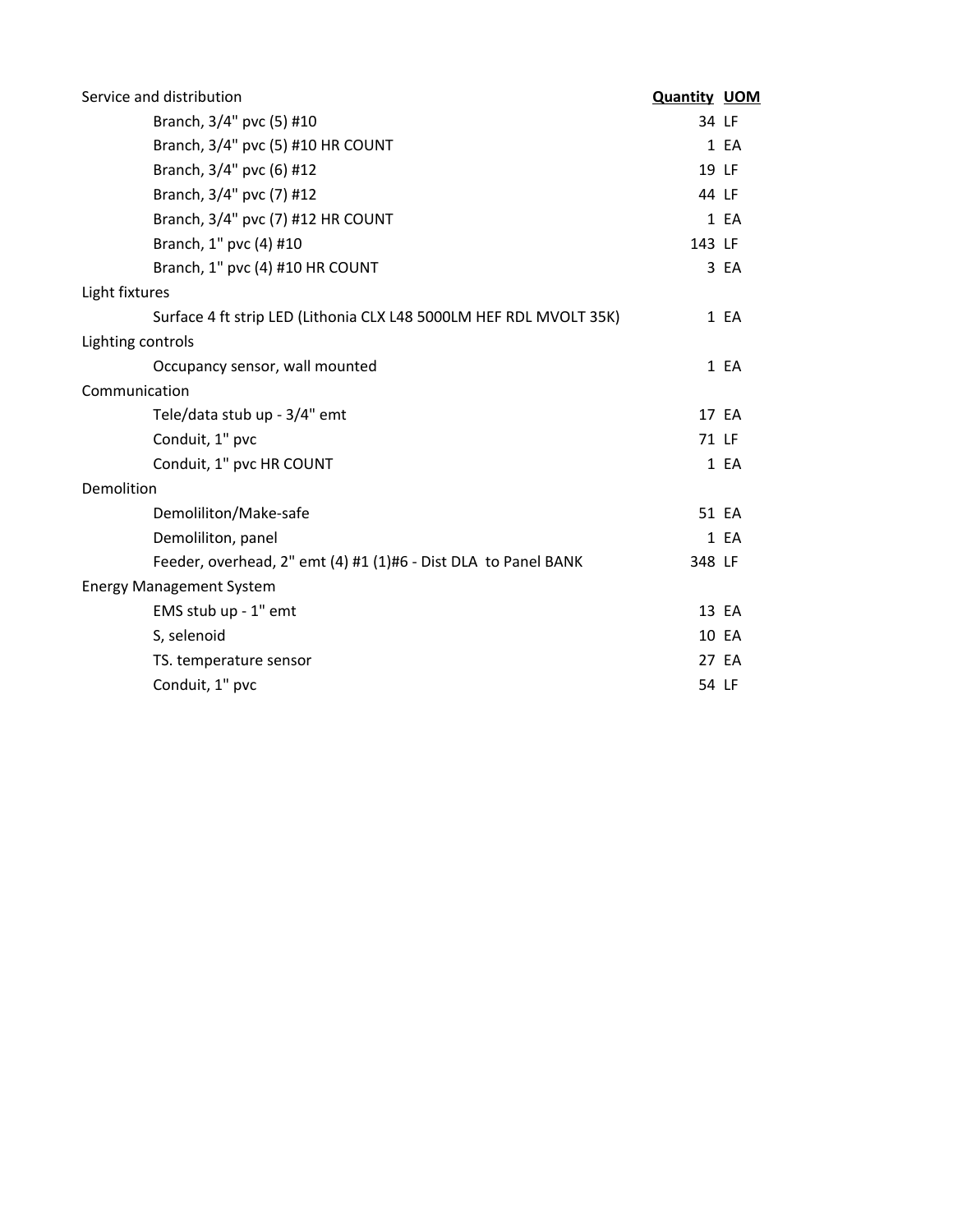| Service and distribution | Quantity | UOM |
|---|---|---|
| Branch, 3/4" pvc (5) #10 | 34 | LF |
| Branch, 3/4" pvc (5) #10 HR COUNT | 1 | EA |
| Branch, 3/4" pvc (6) #12 | 19 | LF |
| Branch, 3/4" pvc (7) #12 | 44 | LF |
| Branch, 3/4" pvc (7) #12 HR COUNT | 1 | EA |
| Branch, 1" pvc (4) #10 | 143 | LF |
| Branch, 1" pvc (4) #10 HR COUNT | 3 | EA |
| **Light fixtures** | | |
| Surface 4 ft strip LED (Lithonia CLX L48 5000LM HEF RDL MVOLT 35K) | 1 | EA |
| **Lighting controls** | | |
| Occupancy sensor, wall mounted | 1 | EA |
| **Communication** | | |
| Tele/data stub up - 3/4" emt | 17 | EA |
| Conduit, 1" pvc | 71 | LF |
| Conduit, 1" pvc HR COUNT | 1 | EA |
| **Demolition** | | |
| Demolililton/Make-safe | 51 | EA |
| Demolililton, panel | 1 | EA |
| Feeder, overhead, 2" emt (4) #1 (1)#6 - Dist DLA to Panel BANK | 348 | LF |
| **Energy Management System** | | |
| EMS stub up - 1" emt | 13 | EA |
| S, selenoid | 10 | EA |
| TS. temperature sensor | 27 | EA |
| Conduit, 1" pvc | 54 | LF |